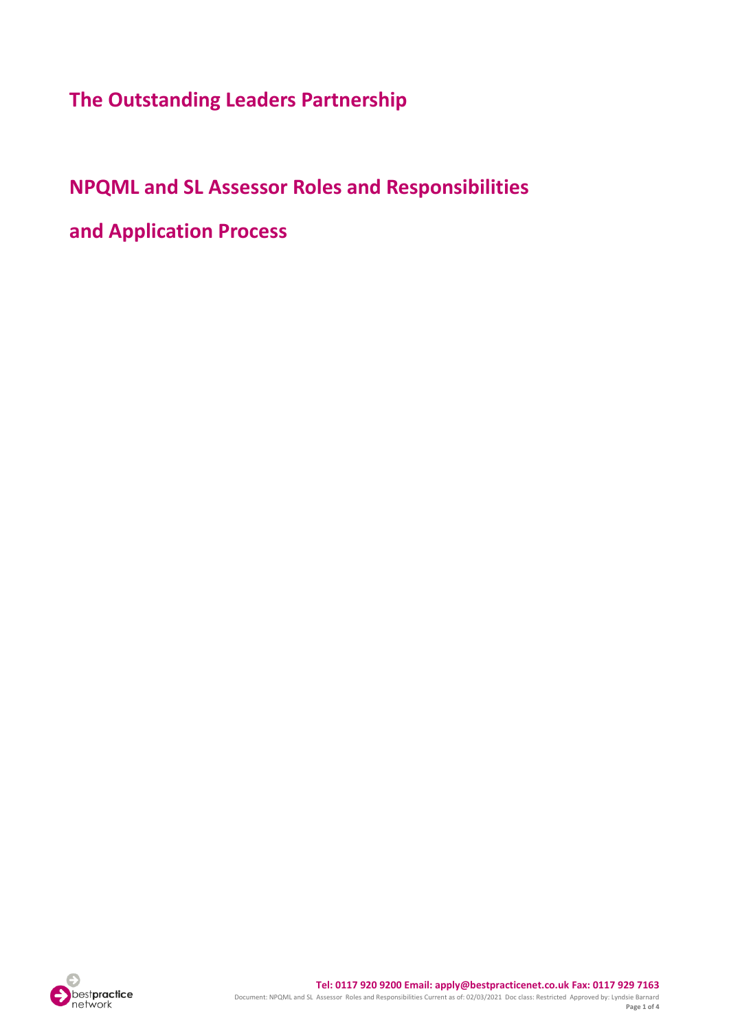# The Outstanding Leaders Partnership

# NPQML and SL Assessor Roles and Responsibilities

# and Application Process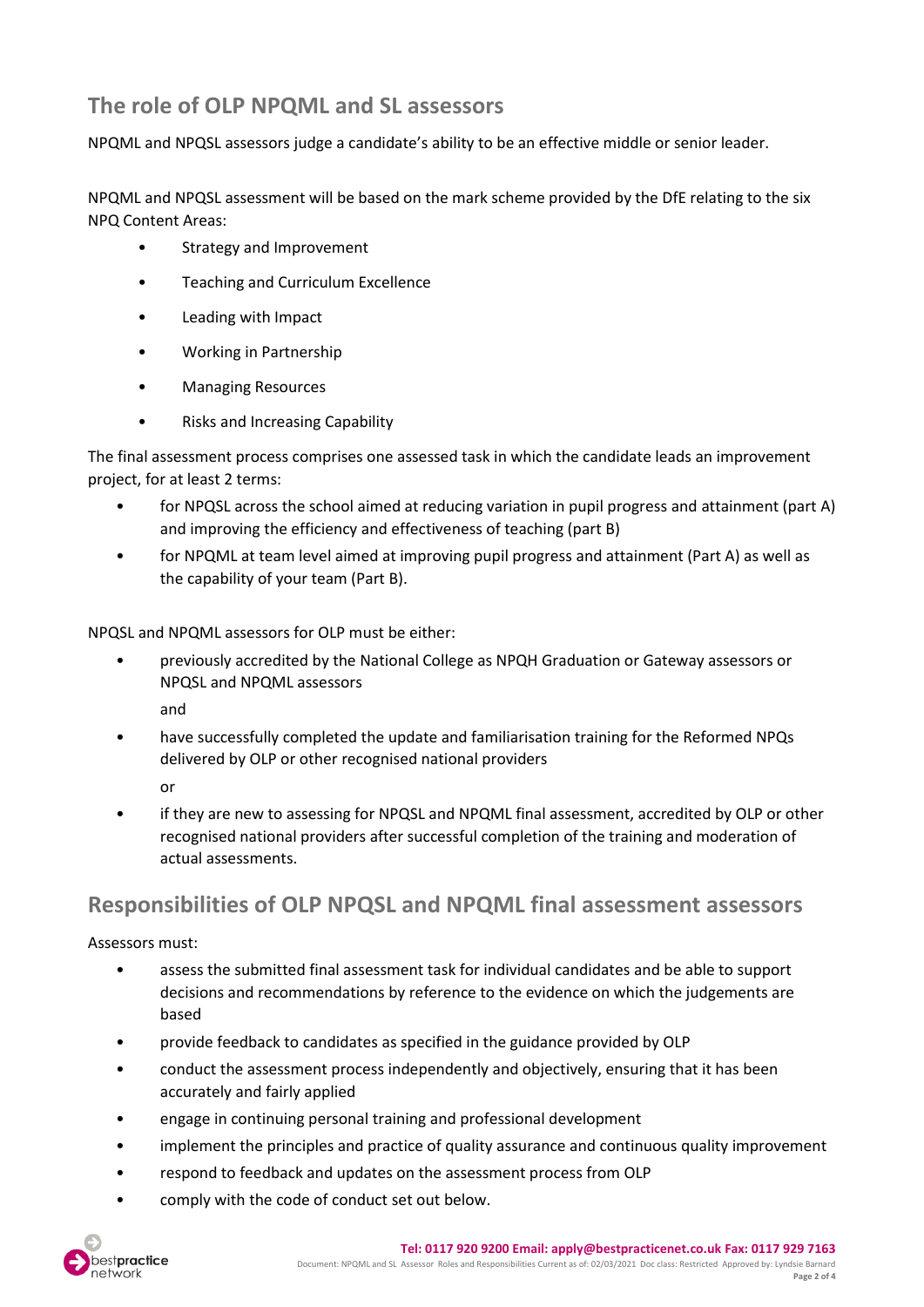## The role of OLP NPQML and SL assessors

NPQML and NPQSL assessors judge a candidate's ability to be an effective middle or senior leader.

NPQML and NPQSL assessment will be based on the mark scheme provided by the DfE relating to the six NPQ Content Areas:

- Strategy and Improvement
- Teaching and Curriculum Excellence
- Leading with Impact
- Working in Partnership
- Managing Resources
- Risks and Increasing Capability

The final assessment process comprises one assessed task in which the candidate leads an improvement project, for at least 2 terms:

- for NPQSL across the school aimed at reducing variation in pupil progress and attainment (part A) and improving the efficiency and effectiveness of teaching (part B)
- for NPQML at team level aimed at improving pupil progress and attainment (Part A) as well as the capability of your team (Part B).

NPQSL and NPQML assessors for OLP must be either:

- previously accredited by the National College as NPQH Graduation or Gateway assessors or NPQSL and NPQML assessors

  and

- have successfully completed the update and familiarisation training for the Reformed NPQs delivered by OLP or other recognised national providers

  or

- if they are new to assessing for NPQSL and NPQML final assessment, accredited by OLP or other recognised national providers after successful completion of the training and moderation of actual assessments.

## Responsibilities of OLP NPQSL and NPQML final assessment assessors

Assessors must:

- assess the submitted final assessment task for individual candidates and be able to support decisions and recommendations by reference to the evidence on which the judgements are based
- provide feedback to candidates as specified in the guidance provided by OLP
- conduct the assessment process independently and objectively, ensuring that it has been accurately and fairly applied
- engage in continuing personal training and professional development
- implement the principles and practice of quality assurance and continuous quality improvement
- respond to feedback and updates on the assessment process from OLP
- comply with the code of conduct set out below.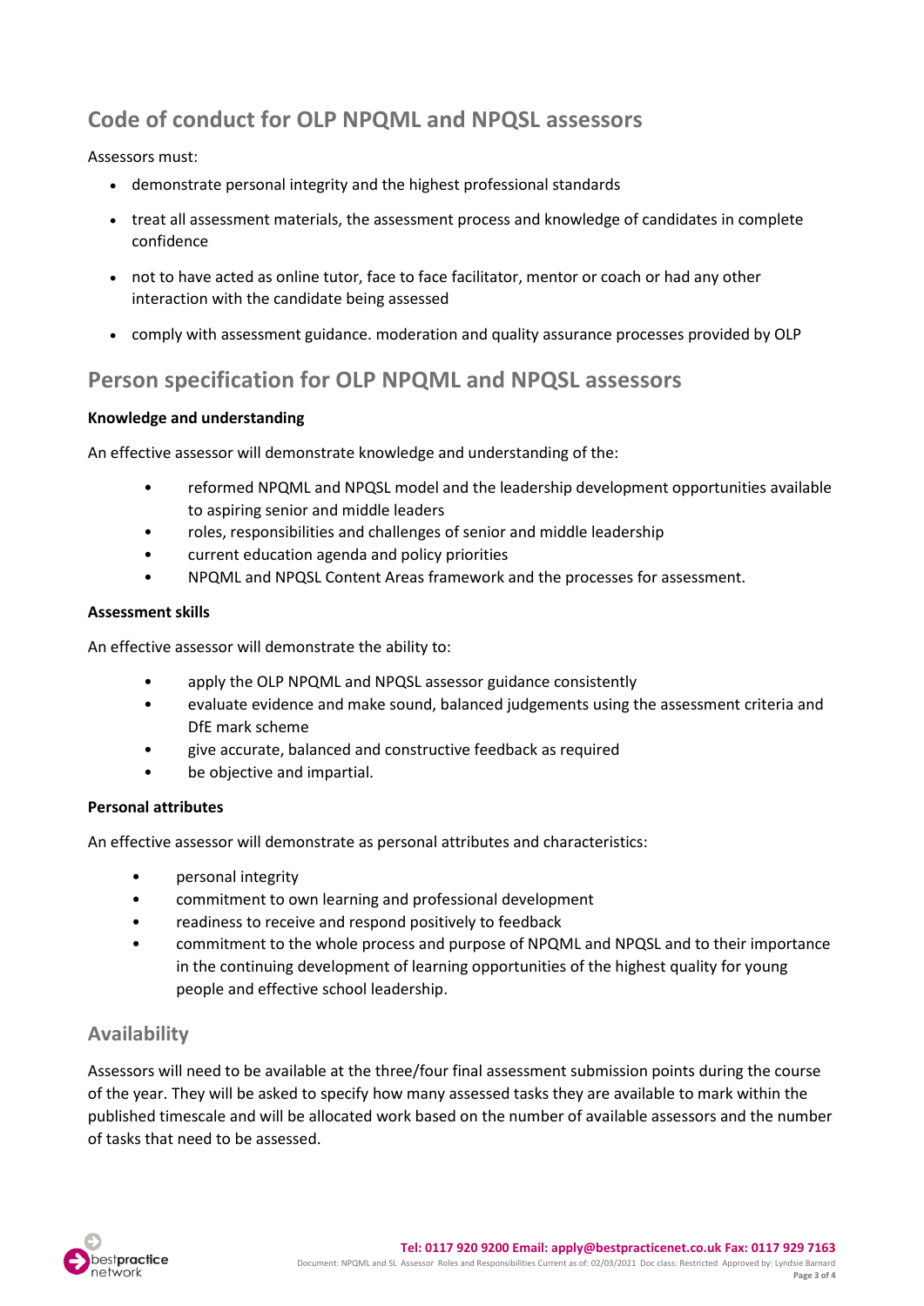## Code of conduct for OLP NPQML and NPQSL assessors

Assessors must:

- demonstrate personal integrity and the highest professional standards
- treat all assessment materials, the assessment process and knowledge of candidates in complete confidence
- not to have acted as online tutor, face to face facilitator, mentor or coach or had any other interaction with the candidate being assessed
- comply with assessment guidance. moderation and quality assurance processes provided by OLP

## Person specification for OLP NPQML and NPQSL assessors

**Knowledge and understanding**

An effective assessor will demonstrate knowledge and understanding of the:

- reformed NPQML and NPQSL model and the leadership development opportunities available to aspiring senior and middle leaders
- roles, responsibilities and challenges of senior and middle leadership
- current education agenda and policy priorities
- NPQML and NPQSL Content Areas framework and the processes for assessment.

**Assessment skills**

An effective assessor will demonstrate the ability to:

- apply the OLP NPQML and NPQSL assessor guidance consistently
- evaluate evidence and make sound, balanced judgements using the assessment criteria and DfE mark scheme
- give accurate, balanced and constructive feedback as required
- be objective and impartial.

**Personal attributes**

An effective assessor will demonstrate as personal attributes and characteristics:

- personal integrity
- commitment to own learning and professional development
- readiness to receive and respond positively to feedback
- commitment to the whole process and purpose of NPQML and NPQSL and to their importance in the continuing development of learning opportunities of the highest quality for young people and effective school leadership.

### Availability

Assessors will need to be available at the three/four final assessment submission points during the course of the year. They will be asked to specify how many assessed tasks they are available to mark within the published timescale and will be allocated work based on the number of available assessors and the number of tasks that need to be assessed.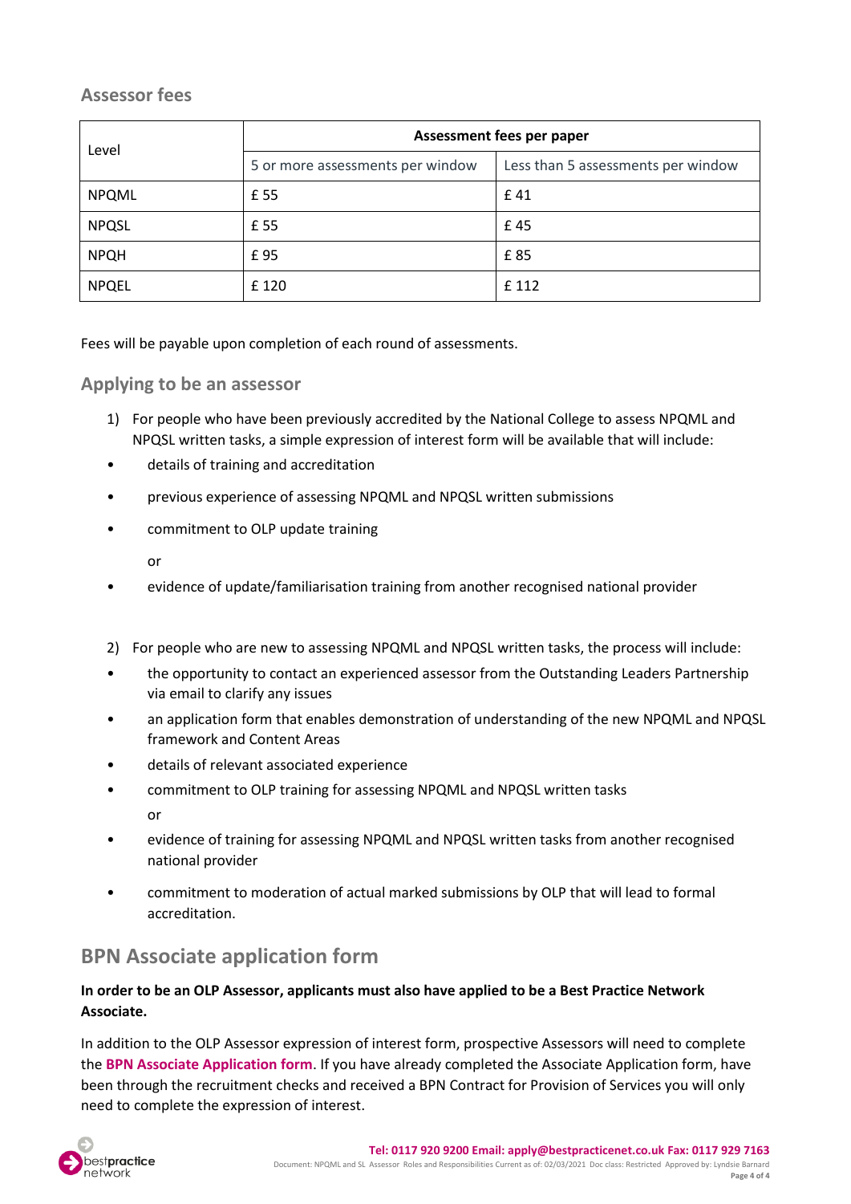## Assessor fees

| Level | Assessment fees per paper | |
|---|---|---|
| | 5 or more assessments per window | Less than 5 assessments per window |
| NPQML | £ 55 | £ 41 |
| NPQSL | £ 55 | £ 45 |
| NPQH | £ 95 | £ 85 |
| NPQEL | £ 120 | £ 112 |

Fees will be payable upon completion of each round of assessments.

## Applying to be an assessor

1) For people who have been previously accredited by the National College to assess NPQML and NPQSL written tasks, a simple expression of interest form will be available that will include:

- details of training and accreditation
- previous experience of assessing NPQML and NPQSL written submissions
- commitment to OLP update training

  or

- evidence of update/familiarisation training from another recognised national provider

2) For people who are new to assessing NPQML and NPQSL written tasks, the process will include:

- the opportunity to contact an experienced assessor from the Outstanding Leaders Partnership via email to clarify any issues
- an application form that enables demonstration of understanding of the new NPQML and NPQSL framework and Content Areas
- details of relevant associated experience
- commitment to OLP training for assessing NPQML and NPQSL written tasks

  or

- evidence of training for assessing NPQML and NPQSL written tasks from another recognised national provider
- commitment to moderation of actual marked submissions by OLP that will lead to formal accreditation.

## BPN Associate application form

**In order to be an OLP Assessor, applicants must also have applied to be a Best Practice Network Associate.**

In addition to the OLP Assessor expression of interest form, prospective Assessors will need to complete the **BPN Associate Application form**. If you have already completed the Associate Application form, have been through the recruitment checks and received a BPN Contract for Provision of Services you will only need to complete the expression of interest.